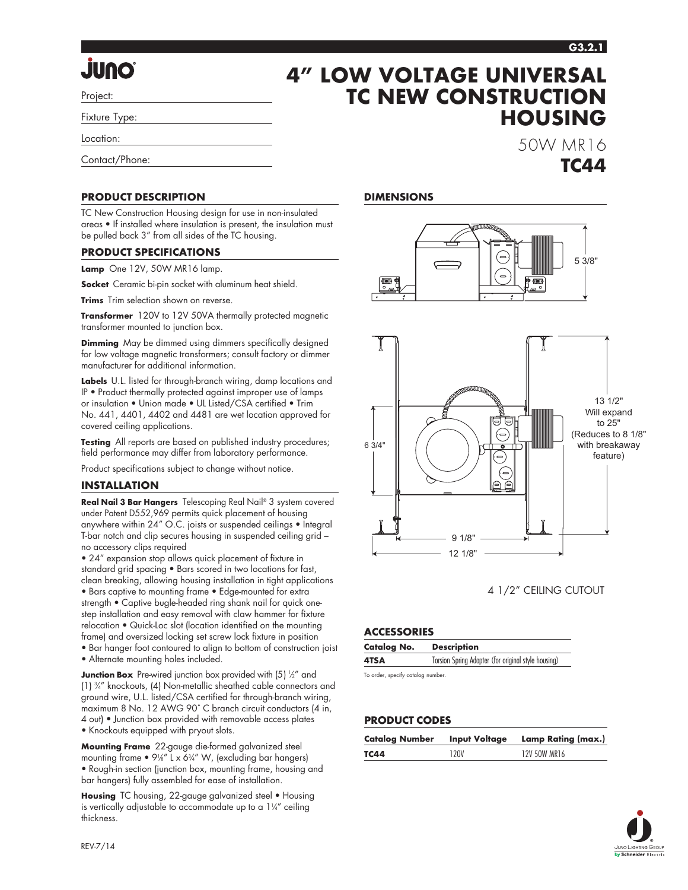# 4" LOW VOLTAGE UNIVERSAL TC NEW CONSTRUCTION HOUSING

50W MR16

**TC44**

Project:

Fixture Type:

Location:

Contact/Phone:

## PRODUCT DESCRIPTION

TC New Construction Housing design for use in non-insulated areas • If installed where insulation is present, the insulation must be pulled back 3" from all sides of the TC housing.

## PRODUCT SPECIFICATIONS

**Lamp** One 12V, 50W MR16 lamp.

**Socket** Ceramic bi-pin socket with aluminum heat shield.

**Trims** Trim selection shown on reverse.

**Transformer** 120V to 12V 50VA thermally protected magnetic transformer mounted to junction box.

**Dimming** May be dimmed using dimmers specifically designed for low voltage magnetic transformers; consult factory or dimmer manufacturer for additional information.

**Labels** U.L. listed for through-branch wiring, damp locations and IP • Product thermally protected against improper use of lamps or insulation • Union made • UL Listed/CSA certified • Trim No. 441, 4401, 4402 and 4481 are wet location approved for covered ceiling applications.

**Testing** All reports are based on published industry procedures; field performance may differ from laboratory performance.

Product specifications subject to change without notice.

## INSTALLATION

**Real Nail 3 Bar Hangers** Telescoping Real Nail® 3 system covered under Patent D552,969 permits quick placement of housing anywhere within 24" O.C. joists or suspended ceilings • Integral T-bar notch and clip secures housing in suspended ceiling grid – no accessory clips required
• 24" expansion stop allows quick placement of fixture in standard grid spacing • Bars scored in two locations for fast, clean breaking, allowing housing installation in tight applications
• Bars captive to mounting frame • Edge-mounted for extra strength • Captive bugle-headed ring shank nail for quick one-step installation and easy removal with claw hammer for fixture relocation • Quick-Loc slot (location identified on the mounting frame) and oversized locking set screw lock fixture in position
• Bar hanger foot contoured to align to bottom of construction joist
• Alternate mounting holes included.

**Junction Box** Pre-wired junction box provided with (5) ½" and (1) ¾" knockouts, (4) Non-metallic sheathed cable connectors and ground wire, U.L. listed/CSA certified for through-branch wiring, maximum 8 No. 12 AWG 90° C branch circuit conductors (4 in, 4 out) • Junction box provided with removable access plates
• Knockouts equipped with pryout slots.

**Mounting Frame** 22-gauge die-formed galvanized steel mounting frame • 9⅛" L x 6¾" W, (excluding bar hangers)
• Rough-in section (junction box, mounting frame, housing and bar hangers) fully assembled for ease of installation.

**Housing** TC housing, 22-gauge galvanized steel • Housing is vertically adjustable to accommodate up to a 1¼" ceiling thickness.

## DIMENSIONS

5 3/8"

6 3/4"

13 1/2" Will expand to 25" (Reduces to 8 1/8" with breakaway feature)

9 1/8"

12 1/8"

4 1/2" CEILING CUTOUT

## ACCESSORIES

| Catalog No. | Description |
|---|---|
| 4TSA | Torsion Spring Adapter (for original style housing) |

To order, specify catalog number.

## PRODUCT CODES

| Catalog Number | Input Voltage | Lamp Rating (max.) |
|---|---|---|
| TC44 | 120V | 12V 50W MR16 |

REV-7/14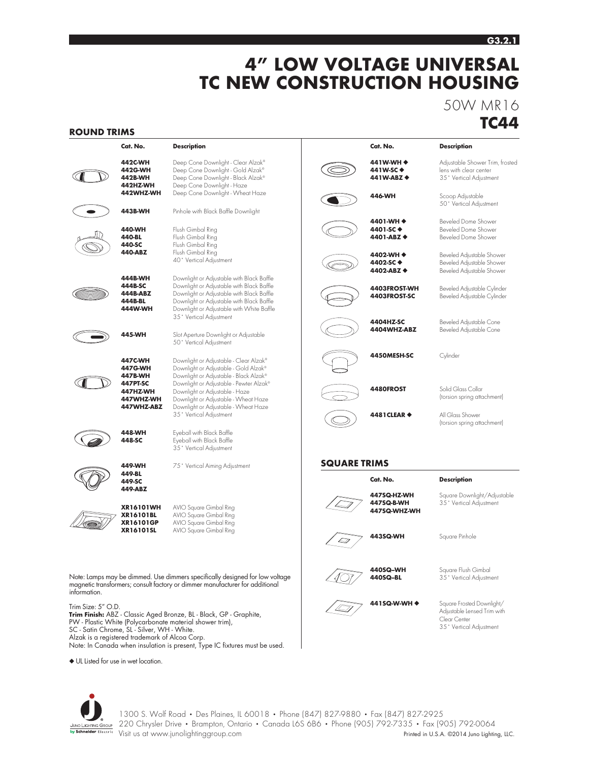G3.2.1

# 4" LOW VOLTAGE UNIVERSAL TC NEW CONSTRUCTION HOUSING

50W MR16

**TC44**

## ROUND TRIMS

| Cat. No. | Description |
|---|---|
| **442C-WH**<br>**442G-WH**<br>**442B-WH**<br>**442HZ-WH**<br>**442WHZ-WH** | Deep Cone Downlight - Clear Alzak®<br>Deep Cone Downlight - Gold Alzak®<br>Deep Cone Downlight - Black Alzak®<br>Deep Cone Downlight - Haze<br>Deep Cone Downlight - Wheat Haze |
| **443B-WH** | Pinhole with Black Baffle Downlight |
| **440-WH**<br>**440-BL**<br>**440-SC**<br>**440-ABZ** | Flush Gimbal Ring<br>Flush Gimbal Ring<br>Flush Gimbal Ring<br>Flush Gimbal Ring<br>40° Vertical Adjustment |
| **444B-WH**<br>**444B-SC**<br>**444B-ABZ**<br>**444B-BL**<br>**444W-WH** | Downlight or Adjustable with Black Baffle<br>Downlight or Adjustable with Black Baffle<br>Downlight or Adjustable with Black Baffle<br>Downlight or Adjustable with Black Baffle<br>Downlight or Adjustable with White Baffle<br>35° Vertical Adjustment |
| **445-WH** | Slot Aperture Downlight or Adjustable<br>50° Vertical Adjustment |
| **447C-WH**<br>**447G-WH**<br>**447B-WH**<br>**447PT-SC**<br>**447HZ-WH**<br>**447WHZ-WH**<br>**447WHZ-ABZ** | Downlight or Adjustable - Clear Alzak®<br>Downlight or Adjustable - Gold Alzak®<br>Downlight or Adjustable - Black Alzak®<br>Downlight or Adjustable - Pewter Alzak®<br>Downlight or Adjustable - Haze<br>Downlight or Adjustable - Wheat Haze<br>Downlight or Adjustable - Wheat Haze<br>35° Vertical Adjustment |
| **448-WH**<br>**448-SC** | Eyeball with Black Baffle<br>Eyeball with Black Baffle<br>35° Vertical Adjustment |
| **449-WH**<br>**449-BL**<br>**449-SC**<br>**449-ABZ** | 75° Vertical Aiming Adjustment |
| **XR16101WH**<br>**XR16101BL**<br>**XR16101GP**<br>**XR16101SL** | AVIO Square Gimbal Ring<br>AVIO Square Gimbal Ring<br>AVIO Square Gimbal Ring<br>AVIO Square Gimbal Ring |
| **441W-WH ◆**<br>**441W-SC ◆**<br>**441W-ABZ ◆** | Adjustable Shower Trim, frosted lens with clear center<br>35° Vertical Adjustment |
| **446-WH** | Scoop Adjustable<br>50° Vertical Adjustment |
| **4401-WH ◆**<br>**4401-SC ◆**<br>**4401-ABZ ◆** | Beveled Dome Shower<br>Beveled Dome Shower<br>Beveled Dome Shower |
| **4402-WH ◆**<br>**4402-SC ◆**<br>**4402-ABZ ◆** | Beveled Adjustable Shower<br>Beveled Adjustable Shower<br>Beveled Adjustable Shower |
| **4403FROST-WH**<br>**4403FROST-SC** | Beveled Adjustable Cylinder<br>Beveled Adjustable Cylinder |
| **4404HZ-SC**<br>**4404WHZ-ABZ** | Beveled Adjustable Cone<br>Beveled Adjustable Cone |
| **4450MESH-SC** | Cylinder |
| **4480FROST** | Solid Glass Collar<br>(torsion spring attachment) |
| **4481CLEAR ◆** | All Glass Shower<br>(torsion spring attachment) |

Note: Lamps may be dimmed. Use dimmers specifically designed for low voltage magnetic transformers; consult factory or dimmer manufacturer for additional information.

Trim Size: 5" O.D.
**Trim Finish:** ABZ - Classic Aged Bronze, BL - Black, GP - Graphite, PW - Plastic White (Polycarbonate material shower trim), SC - Satin Chrome, SL - Silver, WH - White.
Alzak is a registered trademark of Alcoa Corp.
Note: In Canada when insulation is present, Type IC fixtures must be used.

◆ UL Listed for use in wet location.

## SQUARE TRIMS

| Cat. No. | Description |
|---|---|
| **447SQ-HZ-WH**<br>**447SQ-B-WH**<br>**447SQ-WHZ-WH** | Square Downlight/Adjustable<br>35° Vertical Adjustment |
| **443SQ-WH** | Square Pinhole |
| **440SQ–WH**<br>**440SQ–BL** | Square Flush Gimbal<br>35° Vertical Adjustment |
| **441SQ-W-WH ◆** | Square Frosted Downlight/ Adjustable Lensed Trim with Clear Center<br>35° Vertical Adjustment |

1300 S. Wolf Road • Des Plaines, IL 60018 • Phone (847) 827-9880 • Fax (847) 827-2925
220 Chrysler Drive • Brampton, Ontario • Canada L6S 6B6 • Phone (905) 792-7335 • Fax (905) 792-0064
Visit us at www.junolightinggroup.com

Printed in U.S.A. ©2014 Juno Lighting, LLC.